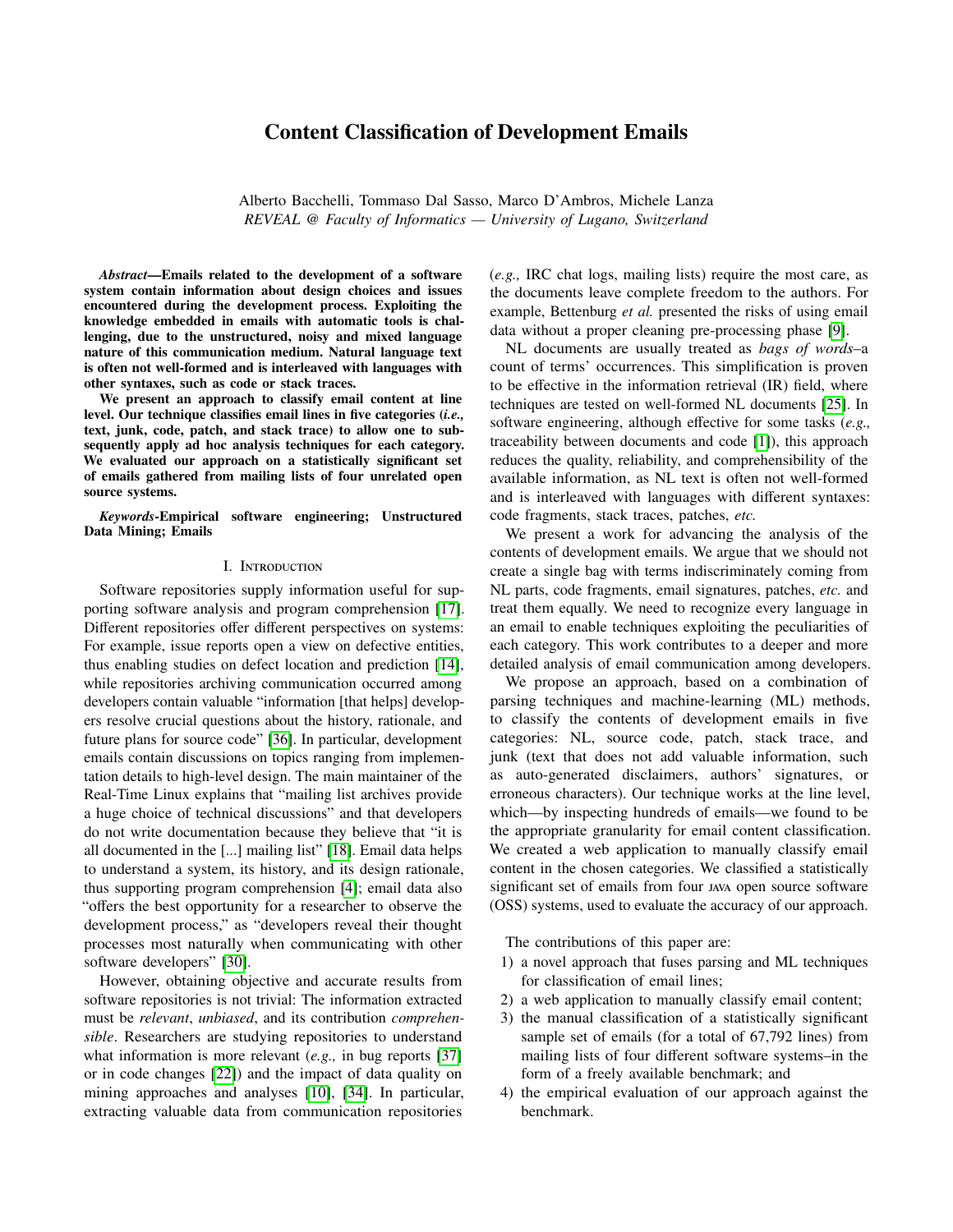# Content Classification of Development Emails

Alberto Bacchelli, Tommaso Dal Sasso, Marco D'Ambros, Michele Lanza
*REVEAL @ Faculty of Informatics — University of Lugano, Switzerland*

***Abstract*—Emails related to the development of a software system contain information about design choices and issues encountered during the development process. Exploiting the knowledge embedded in emails with automatic tools is challenging, due to the unstructured, noisy and mixed language nature of this communication medium. Natural language text is often not well-formed and is interleaved with languages with other syntaxes, such as code or stack traces.**

**We present an approach to classify email content at line level. Our technique classifies email lines in five categories (*i.e.,* text, junk, code, patch, and stack trace) to allow one to subsequently apply ad hoc analysis techniques for each category. We evaluated our approach on a statistically significant set of emails gathered from mailing lists of four unrelated open source systems.**

***Keywords*-Empirical software engineering; Unstructured Data Mining; Emails**

## I. Introduction

Software repositories supply information useful for supporting software analysis and program comprehension [17]. Different repositories offer different perspectives on systems: For example, issue reports open a view on defective entities, thus enabling studies on defect location and prediction [14], while repositories archiving communication occurred among developers contain valuable "information [that helps] developers resolve crucial questions about the history, rationale, and future plans for source code" [36]. In particular, development emails contain discussions on topics ranging from implementation details to high-level design. The main maintainer of the Real-Time Linux explains that "mailing list archives provide a huge choice of technical discussions" and that developers do not write documentation because they believe that "it is all documented in the [...] mailing list" [18]. Email data helps to understand a system, its history, and its design rationale, thus supporting program comprehension [4]; email data also "offers the best opportunity for a researcher to observe the development process," as "developers reveal their thought processes most naturally when communicating with other software developers" [30].

However, obtaining objective and accurate results from software repositories is not trivial: The information extracted must be *relevant*, *unbiased*, and its contribution *comprehensible*. Researchers are studying repositories to understand what information is more relevant (*e.g.,* in bug reports [37] or in code changes [22]) and the impact of data quality on mining approaches and analyses [10], [34]. In particular, extracting valuable data from communication repositories (*e.g.,* IRC chat logs, mailing lists) require the most care, as the documents leave complete freedom to the authors. For example, Bettenburg *et al.* presented the risks of using email data without a proper cleaning pre-processing phase [9].

NL documents are usually treated as *bags of words*–a count of terms' occurrences. This simplification is proven to be effective in the information retrieval (IR) field, where techniques are tested on well-formed NL documents [25]. In software engineering, although effective for some tasks (*e.g.,* traceability between documents and code [1]), this approach reduces the quality, reliability, and comprehensibility of the available information, as NL text is often not well-formed and is interleaved with languages with different syntaxes: code fragments, stack traces, patches, *etc.*

We present a work for advancing the analysis of the contents of development emails. We argue that we should not create a single bag with terms indiscriminately coming from NL parts, code fragments, email signatures, patches, *etc.* and treat them equally. We need to recognize every language in an email to enable techniques exploiting the peculiarities of each category. This work contributes to a deeper and more detailed analysis of email communication among developers.

We propose an approach, based on a combination of parsing techniques and machine-learning (ML) methods, to classify the contents of development emails in five categories: NL, source code, patch, stack trace, and junk (text that does not add valuable information, such as auto-generated disclaimers, authors' signatures, or erroneous characters). Our technique works at the line level, which—by inspecting hundreds of emails—we found to be the appropriate granularity for email content classification. We created a web application to manually classify email content in the chosen categories. We classified a statistically significant set of emails from four JAVA open source software (OSS) systems, used to evaluate the accuracy of our approach.

The contributions of this paper are:

1) a novel approach that fuses parsing and ML techniques for classification of email lines;
2) a web application to manually classify email content;
3) the manual classification of a statistically significant sample set of emails (for a total of 67,792 lines) from mailing lists of four different software systems–in the form of a freely available benchmark; and
4) the empirical evaluation of our approach against the benchmark.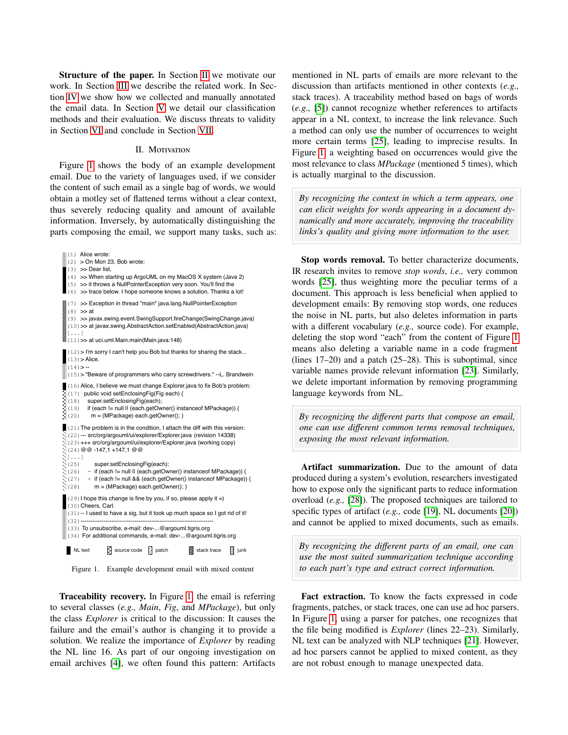**Structure of the paper.** In Section II we motivate our work. In Section III we describe the related work. In Section IV we show how we collected and manually annotated the email data. In Section V we detail our classification methods and their evaluation. We discuss threats to validity in Section VI and conclude in Section VII.

## II. Motivation

Figure 1 shows the body of an example development email. Due to the variety of languages used, if we consider the content of such email as a single bag of words, we would obtain a motley set of flattened terms without a clear context, thus severely reducing quality and amount of available information. Inversely, by automatically distinguishing the parts composing the email, we support many tasks, such as:

```
(1) Alice wrote:
(2) > On Mon 23, Bob wrote:
(3) >> Dear list,
(4) >> When starting up ArgoUML on my MacOS X system (Java 2)
(5) >> it throws a NullPointerException very soon. You'll find the
(6) >> trace below. I hope someone knows a solution. Thanks a lot!

(7) >> Exception in thread "main" java.lang.NullPointerException
(8) >> at
(9) >> javax.swing.event.SwingSupport.fireChange(SwingChange.java)
(10) >> at javax.swing.AbstractAction.setEnabled(AbstractAction.java)
[...]
(11) >> at uci.uml.Main.main(Main.java:148)

(12) > I'm sorry I can't help you Bob but thanks for sharing the stack...
(13) > Alice.
(14) > --
(15) > "Beware of programmers who carry screwdrivers." --L. Brandwein

(16) Alice, I believe we must change Explorer.java to fix Bob's problem:
(17)   public void setEnclosingFig(Fig each) {
(18)     super.setEnclosingFig(each);
(19)     if (each != null || (each.getOwner() instanceof MPackage)) {
(20)       m = (MPackage) each.getOwner(); }

(21) The problem is in the condition, I attach the diff with this version:
(22) --- src/org/argouml/ui/explorer/Explorer.java (revision 14338)
(23) +++ src/org/argouml/ui/explorer/Explorer.java (working copy)
(24) @@ -147,1 +147,1 @@
[...]
(25)       super.setEnclosingFig(each);
(26)   -   if (each != null || (each.getOwner() instanceof MPackage)) {
(27)   +   if (each != null && (each.getOwner() instanceof MPackage)) {
(28)       m = (MPackage) each.getOwner(); }

(29) I hope this change is fine by you, if so, please apply it =)
(30) Cheers, Carl.
(31) -- I used to have a sig, but it took up much space so I got rid of it!
(32) ---------------------------------------------------------------
(33) To unsubscribe, e-mail: dev-...@argouml.tigris.org
(34) For additional commands, e-mail: dev-...@argouml.tigris.org
```

Legend: NL text, source code, patch, stack trace, junk

Figure 1. Example development email with mixed content

**Traceability recovery.** In Figure 1, the email is referring to several classes (*e.g., Main*, *Fig*, and *MPackage*), but only the class *Explorer* is critical to the discussion: It causes the failure and the email's author is changing it to provide a solution. We realize the importance of *Explorer* by reading the NL line 16. As part of our ongoing investigation on email archives [4], we often found this pattern: Artifacts mentioned in NL parts of emails are more relevant to the discussion than artifacts mentioned in other contexts (*e.g.,* stack traces). A traceability method based on bags of words (*e.g.,* [5]) cannot recognize whether references to artifacts appear in a NL context, to increase the link relevance. Such a method can only use the number of occurrences to weight more certain terms [25], leading to imprecise results. In Figure 1, a weighting based on occurrences would give the most relevance to class *MPackage* (mentioned 5 times), which is actually marginal to the discussion.

> *By recognizing the context in which a term appears, one can elicit weights for words appearing in a document dynamically and more accurately, improving the traceability links's quality and giving more information to the user.*

**Stop words removal.** To better characterize documents, IR research invites to remove *stop words*, *i.e.,* very common words [25], thus weighting more the peculiar terms of a document. This approach is less beneficial when applied to development emails: By removing stop words, one reduces the noise in NL parts, but also deletes information in parts with a different vocabulary (*e.g.,* source code). For example, deleting the stop word "each" from the content of Figure 1 means also deleting a variable name in a code fragment (lines 17–20) and a patch (25–28). This is suboptimal, since variable names provide relevant information [23]. Similarly, we delete important information by removing programming language keywords from NL.

> *By recognizing the different parts that compose an email, one can use different common terms removal techniques, exposing the most relevant information.*

**Artifact summarization.** Due to the amount of data produced during a system's evolution, researchers investigated how to expose only the significant parts to reduce information overload (*e.g.,* [28]). The proposed techniques are tailored to specific types of artifact (*e.g.,* code [19], NL documents [20]) and cannot be applied to mixed documents, such as emails.

> *By recognizing the different parts of an email, one can use the most suited summarization technique according to each part's type and extract correct information.*

**Fact extraction.** To know the facts expressed in code fragments, patches, or stack traces, one can use ad hoc parsers. In Figure 1, using a parser for patches, one recognizes that the file being modified is *Explorer* (lines 22–23). Similarly, NL text can be analyzed with NLP techniques [21]. However, ad hoc parsers cannot be applied to mixed content, as they are not robust enough to manage unexpected data.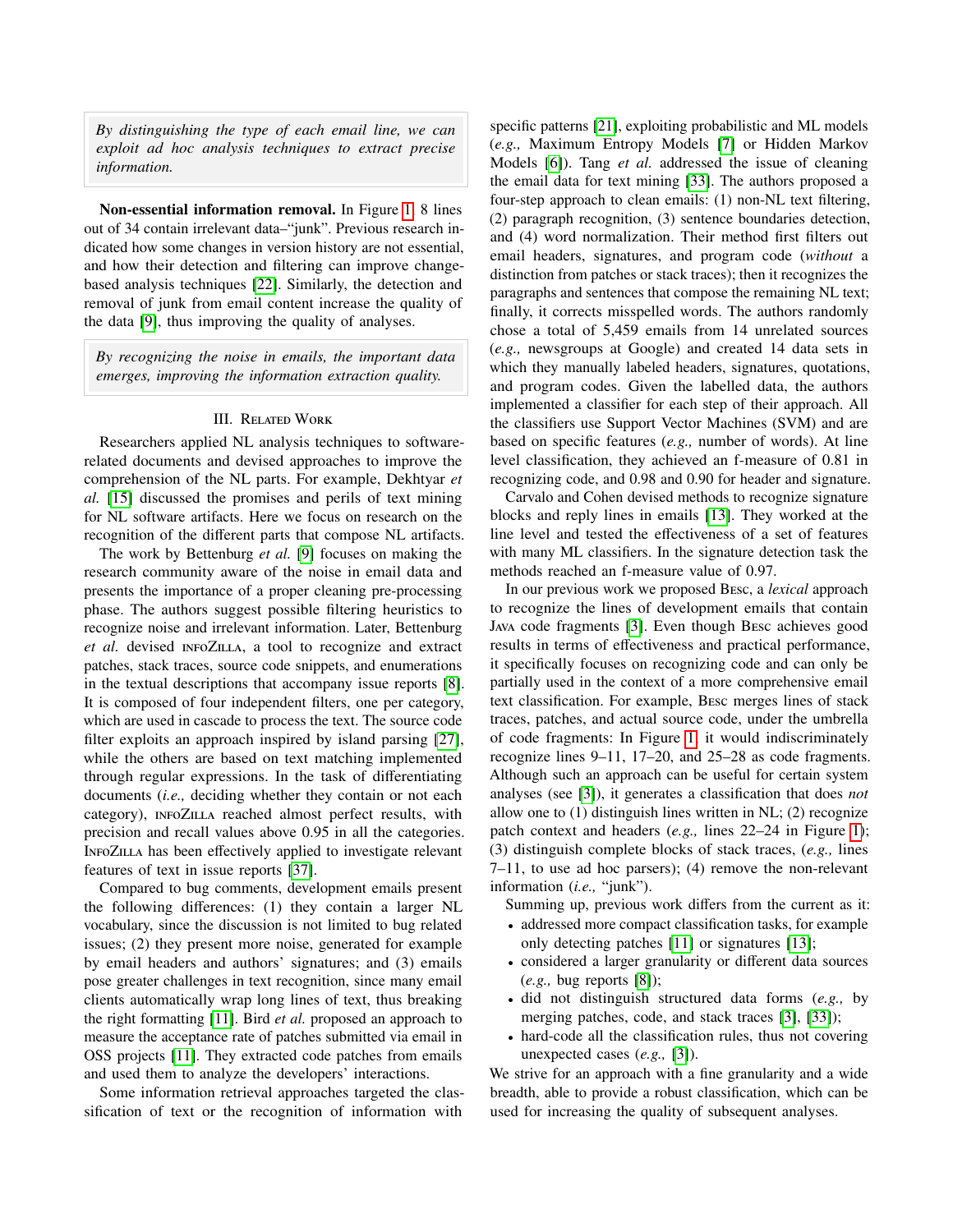*By distinguishing the type of each email line, we can exploit ad hoc analysis techniques to extract precise information.*

**Non-essential information removal.** In Figure 1, 8 lines out of 34 contain irrelevant data–"junk". Previous research indicated how some changes in version history are not essential, and how their detection and filtering can improve change-based analysis techniques [22]. Similarly, the detection and removal of junk from email content increase the quality of the data [9], thus improving the quality of analyses.

*By recognizing the noise in emails, the important data emerges, improving the information extraction quality.*

## III. Related Work

Researchers applied NL analysis techniques to software-related documents and devised approaches to improve the comprehension of the NL parts. For example, Dekhtyar *et al.* [15] discussed the promises and perils of text mining for NL software artifacts. Here we focus on research on the recognition of the different parts that compose NL artifacts.

The work by Bettenburg *et al.* [9] focuses on making the research community aware of the noise in email data and presents the importance of a proper cleaning pre-processing phase. The authors suggest possible filtering heuristics to recognize noise and irrelevant information. Later, Bettenburg *et al.* devised infoZilla, a tool to recognize and extract patches, stack traces, source code snippets, and enumerations in the textual descriptions that accompany issue reports [8]. It is composed of four independent filters, one per category, which are used in cascade to process the text. The source code filter exploits an approach inspired by island parsing [27], while the others are based on text matching implemented through regular expressions. In the task of differentiating documents (*i.e.,* deciding whether they contain or not each category), infoZilla reached almost perfect results, with precision and recall values above 0.95 in all the categories. InfoZilla has been effectively applied to investigate relevant features of text in issue reports [37].

Compared to bug comments, development emails present the following differences: (1) they contain a larger NL vocabulary, since the discussion is not limited to bug related issues; (2) they present more noise, generated for example by email headers and authors' signatures; and (3) emails pose greater challenges in text recognition, since many email clients automatically wrap long lines of text, thus breaking the right formatting [11]. Bird *et al.* proposed an approach to measure the acceptance rate of patches submitted via email in OSS projects [11]. They extracted code patches from emails and used them to analyze the developers' interactions.

Some information retrieval approaches targeted the classification of text or the recognition of information with specific patterns [21], exploiting probabilistic and ML models (*e.g.,* Maximum Entropy Models [7] or Hidden Markov Models [6]). Tang *et al.* addressed the issue of cleaning the email data for text mining [33]. The authors proposed a four-step approach to clean emails: (1) non-NL text filtering, (2) paragraph recognition, (3) sentence boundaries detection, and (4) word normalization. Their method first filters out email headers, signatures, and program code (*without* a distinction from patches or stack traces); then it recognizes the paragraphs and sentences that compose the remaining NL text; finally, it corrects misspelled words. The authors randomly chose a total of 5,459 emails from 14 unrelated sources (*e.g.,* newsgroups at Google) and created 14 data sets in which they manually labeled headers, signatures, quotations, and program codes. Given the labelled data, the authors implemented a classifier for each step of their approach. All the classifiers use Support Vector Machines (SVM) and are based on specific features (*e.g.,* number of words). At line level classification, they achieved an f-measure of 0.81 in recognizing code, and 0.98 and 0.90 for header and signature.

Carvalo and Cohen devised methods to recognize signature blocks and reply lines in emails [13]. They worked at the line level and tested the effectiveness of a set of features with many ML classifiers. In the signature detection task the methods reached an f-measure value of 0.97.

In our previous work we proposed Besc, a *lexical* approach to recognize the lines of development emails that contain Java code fragments [3]. Even though Besc achieves good results in terms of effectiveness and practical performance, it specifically focuses on recognizing code and can only be partially used in the context of a more comprehensive email text classification. For example, Besc merges lines of stack traces, patches, and actual source code, under the umbrella of code fragments: In Figure 1, it would indiscriminately recognize lines 9–11, 17–20, and 25–28 as code fragments. Although such an approach can be useful for certain system analyses (see [3]), it generates a classification that does *not* allow one to (1) distinguish lines written in NL; (2) recognize patch context and headers (*e.g.,* lines 22–24 in Figure 1); (3) distinguish complete blocks of stack traces, (*e.g.,* lines 7–11, to use ad hoc parsers); (4) remove the non-relevant information (*i.e.,* "junk").

Summing up, previous work differs from the current as it:

- addressed more compact classification tasks, for example only detecting patches [11] or signatures [13];
- considered a larger granularity or different data sources (*e.g.,* bug reports [8]);
- did not distinguish structured data forms (*e.g.,* by merging patches, code, and stack traces [3], [33]);
- hard-code all the classification rules, thus not covering unexpected cases (*e.g.,* [3]).

We strive for an approach with a fine granularity and a wide breadth, able to provide a robust classification, which can be used for increasing the quality of subsequent analyses.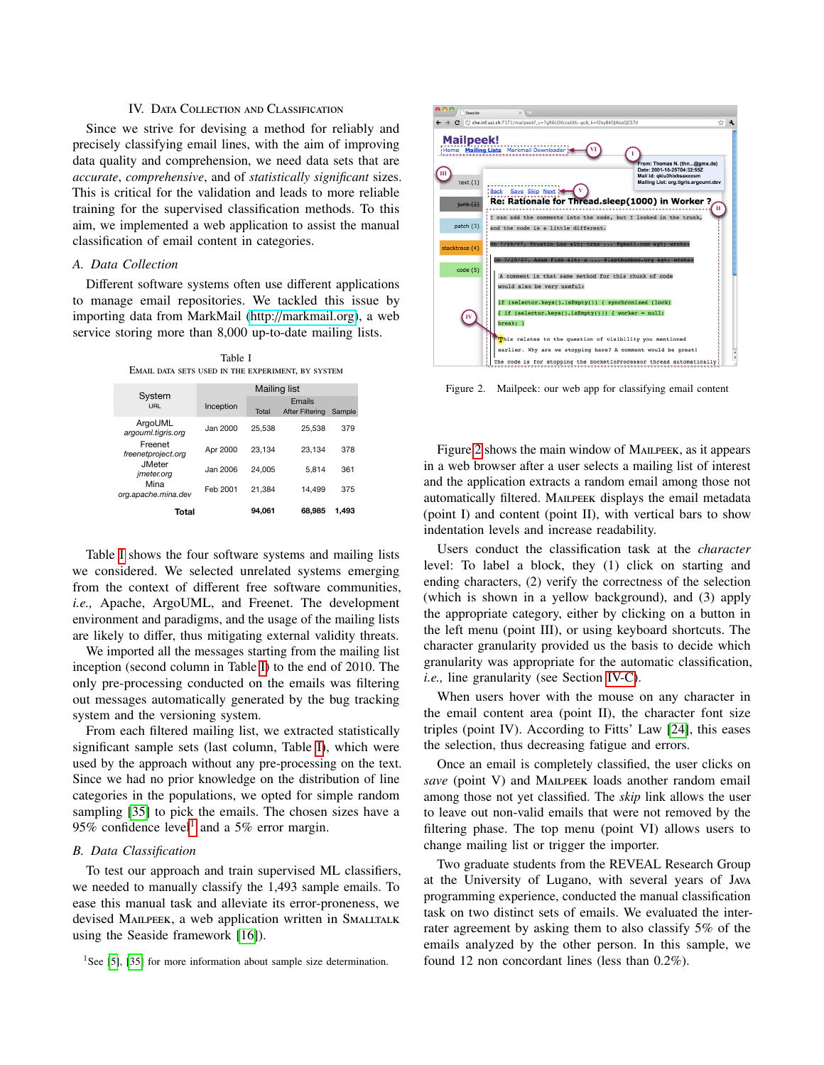## IV. Data Collection and Classification

Since we strive for devising a method for reliably and precisely classifying email lines, with the aim of improving data quality and comprehension, we need data sets that are *accurate*, *comprehensive*, and of *statistically significant* sizes. This is critical for the validation and leads to more reliable training for the supervised classification methods. To this aim, we implemented a web application to assist the manual classification of email content in categories.

### A. Data Collection

Different software systems often use different applications to manage email repositories. We tackled this issue by importing data from MarkMail (http://markmail.org), a web service storing more than 8,000 up-to-date mailing lists.

Table I
Email data sets used in the experiment, by system

| System URL | Mailing list | | | |
|---|---|---|---|---|
| | Inception | Emails Total | Emails After Filtering | Sample |
| ArgoUML *argouml.tigris.org* | Jan 2000 | 25,538 | 25,538 | 379 |
| Freenet *freenetproject.org* | Apr 2000 | 23,134 | 23,134 | 378 |
| JMeter *jmeter.org* | Jan 2006 | 24,005 | 5,814 | 361 |
| Mina *org.apache.mina.dev* | Feb 2001 | 21,384 | 14,499 | 375 |
| **Total** | | **94,061** | **68,985** | **1,493** |

Table I shows the four software systems and mailing lists we considered. We selected unrelated systems emerging from the context of different free software communities, *i.e.,* Apache, ArgoUML, and Freenet. The development environment and paradigms, and the usage of the mailing lists are likely to differ, thus mitigating external validity threats.

We imported all the messages starting from the mailing list inception (second column in Table I) to the end of 2010. The only pre-processing conducted on the emails was filtering out messages automatically generated by the bug tracking system and the versioning system.

From each filtered mailing list, we extracted statistically significant sample sets (last column, Table I), which were used by the approach without any pre-processing on the text. Since we had no prior knowledge on the distribution of line categories in the populations, we opted for simple random sampling [35] to pick the emails. The chosen sizes have a 95% confidence level[1] and a 5% error margin.

### B. Data Classification

To test our approach and train supervised ML classifiers, we needed to manually classify the 1,493 sample emails. To ease this manual task and alleviate its error-proneness, we devised Mailpeek, a web application written in Smalltalk using the Seaside framework [16]).

[1] See [5], [35] for more information about sample size determination.

Figure 2. Mailpeek: our web app for classifying email content

Figure 2 shows the main window of Mailpeek, as it appears in a web browser after a user selects a mailing list of interest and the application extracts a random email among those not automatically filtered. Mailpeek displays the email metadata (point I) and content (point II), with vertical bars to show indentation levels and increase readability.

Users conduct the classification task at the *character* level: To label a block, they (1) click on starting and ending characters, (2) verify the correctness of the selection (which is shown in a yellow background), and (3) apply the appropriate category, either by clicking on a button in the left menu (point III), or using keyboard shortcuts. The character granularity provided us the basis to decide which granularity was appropriate for the automatic classification, *i.e.,* line granularity (see Section IV-C).

When users hover with the mouse on any character in the email content area (point II), the character font size triples (point IV). According to Fitts' Law [24], this eases the selection, thus decreasing fatigue and errors.

Once an email is completely classified, the user clicks on *save* (point V) and Mailpeek loads another random email among those not yet classified. The *skip* link allows the user to leave out non-valid emails that were not removed by the filtering phase. The top menu (point VI) allows users to change mailing list or trigger the importer.

Two graduate students from the REVEAL Research Group at the University of Lugano, with several years of Java programming experience, conducted the manual classification task on two distinct sets of emails. We evaluated the inter-rater agreement by asking them to also classify 5% of the emails analyzed by the other person. In this sample, we found 12 non concordant lines (less than 0.2%).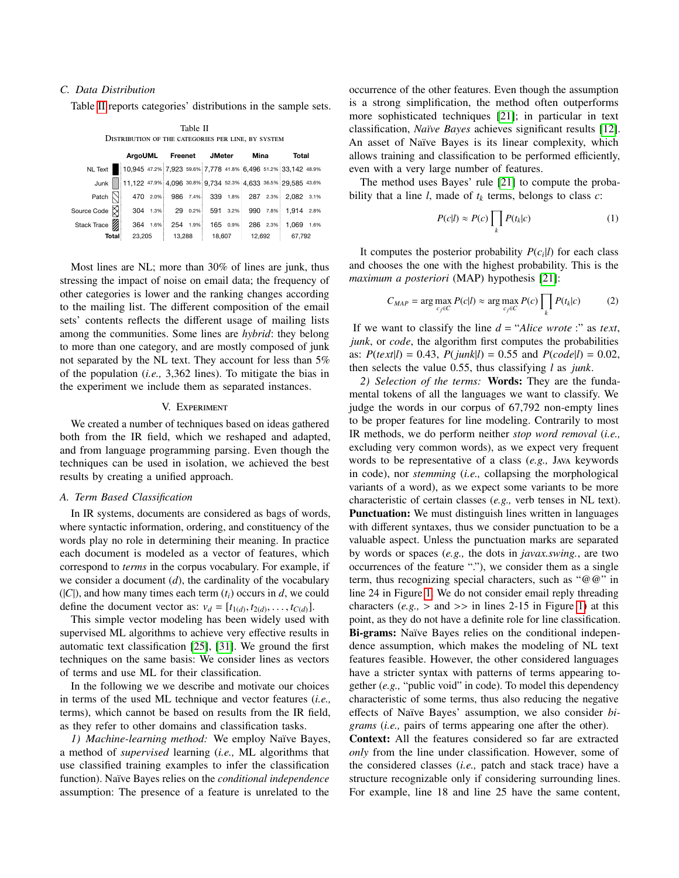### C. Data Distribution

Table II reports categories' distributions in the sample sets.

Table II
DISTRIBUTION OF THE CATEGORIES PER LINE, BY SYSTEM

| | ArgoUML | | Freenet | | JMeter | | Mina | | Total | |
|---|---|---|---|---|---|---|---|---|---|---|
| NL Text | 10,945 | 47.2% | 7,923 | 59.6% | 7,778 | 41.8% | 6,496 | 51.2% | 33,142 | 48.9% |
| Junk | 11,122 | 47.9% | 4,096 | 30.8% | 9,734 | 52.3% | 4,633 | 36.5% | 29,585 | 43.6% |
| Patch | 470 | 2.0% | 986 | 7.4% | 339 | 1.8% | 287 | 2.3% | 2,082 | 3.1% |
| Source Code | 304 | 1.3% | 29 | 0.2% | 591 | 3.2% | 990 | 7.8% | 1,914 | 2.8% |
| Stack Trace | 364 | 1.6% | 254 | 1.9% | 165 | 0.9% | 286 | 2.3% | 1,069 | 1.6% |
| **Total** | 23,205 | | 13,288 | | 18,607 | | 12,692 | | 67,792 | |

Most lines are NL; more than 30% of lines are junk, thus stressing the impact of noise on email data; the frequency of other categories is lower and the ranking changes according to the mailing list. The different composition of the email sets' contents reflects the different usage of mailing lists among the communities. Some lines are *hybrid*: they belong to more than one category, and are mostly composed of junk not separated by the NL text. They account for less than 5% of the population (*i.e.,* 3,362 lines). To mitigate the bias in the experiment we include them as separated instances.

## V. EXPERIMENT

We created a number of techniques based on ideas gathered both from the IR field, which we reshaped and adapted, and from language programming parsing. Even though the techniques can be used in isolation, we achieved the best results by creating a unified approach.

### A. Term Based Classification

In IR systems, documents are considered as bags of words, where syntactic information, ordering, and constituency of the words play no role in determining their meaning. In practice each document is modeled as a vector of features, which correspond to *terms* in the corpus vocabulary. For example, if we consider a document ($d$), the cardinality of the vocabulary ($|C|$), and how many times each term ($t_i$) occurs in $d$, we could define the document vector as: $v_d = [t_{1(d)}, t_{2(d)}, \ldots, t_{C(d)}]$.

This simple vector modeling has been widely used with supervised ML algorithms to achieve very effective results in automatic text classification [25], [31]. We ground the first techniques on the same basis: We consider lines as vectors of terms and use ML for their classification.

In the following we we describe and motivate our choices in terms of the used ML technique and vector features (*i.e.,* terms), which cannot be based on results from the IR field, as they refer to other domains and classification tasks.

*1) Machine-learning method:* We employ Naïve Bayes, a method of *supervised* learning (*i.e.,* ML algorithms that use classified training examples to infer the classification function). Naïve Bayes relies on the *conditional independence* assumption: The presence of a feature is unrelated to the occurrence of the other features. Even though the assumption is a strong simplification, the method often outperforms more sophisticated techniques [21]; in particular in text classification, *Naïve Bayes* achieves significant results [12]. An asset of Naïve Bayes is its linear complexity, which allows training and classification to be performed efficiently, even with a very large number of features.

The method uses Bayes' rule [21] to compute the probability that a line $l$, made of $t_k$ terms, belongs to class $c$:

$$P(c|l) \approx P(c) \prod_k P(t_k|c) \tag{1}$$

It computes the posterior probability $P(c_i|l)$ for each class and chooses the one with the highest probability. This is the *maximum a posteriori* (MAP) hypothesis [21]:

$$C_{MAP} = \arg\max_{c_j \in C} P(c|l) \approx \arg\max_{c_j \in C} P(c) \prod_k P(t_k|c) \tag{2}$$

If we want to classify the line $d$ = "*Alice wrote :*" as *text*, *junk*, or *code*, the algorithm first computes the probabilities as: $P(text|l) = 0.43$, $P(junk|l) = 0.55$ and $P(code|l) = 0.02$, then selects the value 0.55, thus classifying $l$ as *junk*.

*2) Selection of the terms:* **Words:** They are the fundamental tokens of all the languages we want to classify. We judge the words in our corpus of 67,792 non-empty lines to be proper features for line modeling. Contrarily to most IR methods, we do perform neither *stop word removal* (*i.e.,* excluding very common words), as we expect very frequent words to be representative of a class (*e.g.,* JAVA keywords in code), nor *stemming* (*i.e.,* collapsing the morphological variants of a word), as we expect some variants to be more characteristic of certain classes (*e.g.,* verb tenses in NL text).
**Punctuation:** We must distinguish lines written in languages with different syntaxes, thus we consider punctuation to be a valuable aspect. Unless the punctuation marks are separated by words or spaces (*e.g.,* the dots in *javax.swing.*, are two occurrences of the feature "."), we consider them as a single term, thus recognizing special characters, such as "@@" in line 24 in Figure 1. We do not consider email reply threading characters (*e.g.,* > and >> in lines 2-15 in Figure 1) at this point, as they do not have a definite role for line classification.
**Bi-grams:** Naïve Bayes relies on the conditional independence assumption, which makes the modeling of NL text features feasible. However, the other considered languages have a stricter syntax with patterns of terms appearing together (*e.g.,* "public void" in code). To model this dependency characteristic of some terms, thus also reducing the negative effects of Naïve Bayes' assumption, we also consider *bi-grams* (*i.e.,* pairs of terms appearing one after the other).
**Context:** All the features considered so far are extracted *only* from the line under classification. However, some of the considered classes (*i.e.,* patch and stack trace) have a structure recognizable only if considering surrounding lines. For example, line 18 and line 25 have the same content,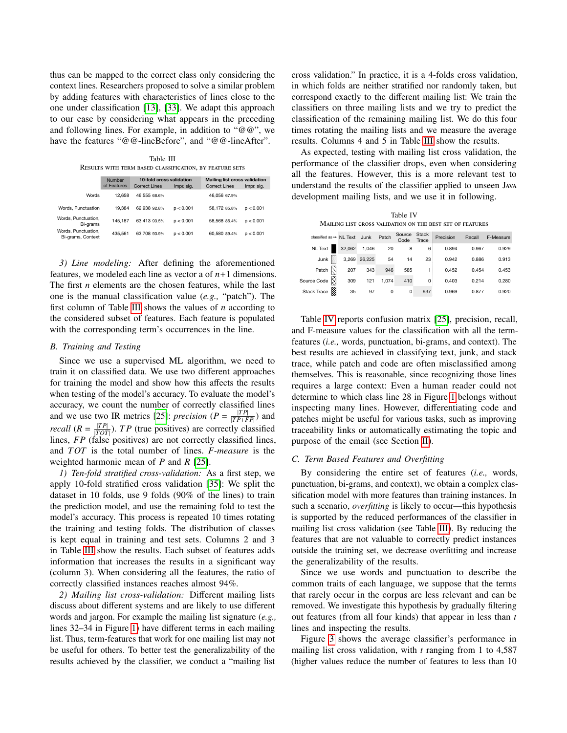thus can be mapped to the correct class only considering the context lines. Researchers proposed to solve a similar problem by adding features with characteristics of lines close to the one under classification [13], [33]. We adapt this approach to our case by considering what appears in the preceding and following lines. For example, in addition to "@@", we have the features "@@-lineBefore", and "@@-lineAfter".

Table III
RESULTS WITH TERM BASED CLASSIFICATION, BY FEATURE SETS

| | Number of Features | 10-fold cross validation | | Mailing list cross validation | |
|---|---|---|---|---|---|
| | | Correct Lines | Impr. sig. | Correct Lines | Impr. sig. |
| Words | 12,658 | 46,555 68.6% | | 46,056 67.9% | |
| Words, Punctuation | 19,384 | 62,938 92.8% | $p < 0.001$ | 58,172 85.8% | $p < 0.001$ |
| Words, Punctuation, Bi-grams | 145,187 | 63,413 93.5% | $p < 0.001$ | 58,568 86.4% | $p < 0.001$ |
| Words, Punctuation, Bi-grams, Context | 435,561 | 63,708 93.9% | $p < 0.001$ | 60,580 89.4% | $p < 0.001$ |

*3) Line modeling:* After defining the aforementioned features, we modeled each line as vector a of $n+1$ dimensions. The first $n$ elements are the chosen features, while the last one is the manual classification value (*e.g.,* "patch"). The first column of Table III shows the values of $n$ according to the considered subset of features. Each feature is populated with the corresponding term's occurrences in the line.

### B. Training and Testing

Since we use a supervised ML algorithm, we need to train it on classified data. We use two different approaches for training the model and show how this affects the results when testing of the model's accuracy. To evaluate the model's accuracy, we count the number of correctly classified lines and we use two IR metrics [25]: *precision* ($P = \frac{|TP|}{|TP+FP|}$) and *recall* ($R = \frac{|TP|}{|TOT|}$). $TP$ (true positives) are correctly classified lines, $FP$ (false positives) are not correctly classified lines, and $TOT$ is the total number of lines. *F-measure* is the weighted harmonic mean of $P$ and $R$ [25].

*1) Ten-fold stratified cross-validation:* As a first step, we apply 10-fold stratified cross validation [35]: We split the dataset in 10 folds, use 9 folds (90% of the lines) to train the prediction model, and use the remaining fold to test the model's accuracy. This process is repeated 10 times rotating the training and testing folds. The distribution of classes is kept equal in training and test sets. Columns 2 and 3 in Table III show the results. Each subset of features adds information that increases the results in a significant way (column 3). When considering all the features, the ratio of correctly classified instances reaches almost 94%.

*2) Mailing list cross-validation:* Different mailing lists discuss about different systems and are likely to use different words and jargon. For example the mailing list signature (*e.g.,* lines 32–34 in Figure 1) have different terms in each mailing list. Thus, term-features that work for one mailing list may not be useful for others. To better test the generalizability of the results achieved by the classifier, we conduct a "mailing list cross validation." In practice, it is a 4-folds cross validation, in which folds are neither stratified nor randomly taken, but correspond exactly to the different mailing list: We train the classifiers on three mailing lists and we try to predict the classification of the remaining mailing list. We do this four times rotating the mailing lists and we measure the average results. Columns 4 and 5 in Table III show the results.

As expected, testing with mailing list cross validation, the performance of the classifier drops, even when considering all the features. However, this is a more relevant test to understand the results of the classifier applied to unseen JAVA development mailing lists, and we use it in following.

Table IV
MAILING LIST CROSS VALIDATION ON THE BEST SET OF FEATURES

| classified as → | NL Text | Junk | Patch | Source Code | Stack Trace | Precision | Recall | F-Measure |
|---|---|---|---|---|---|---|---|---|
| NL Text | 32,062 | 1,046 | 20 | 8 | 6 | 0.894 | 0.967 | 0.929 |
| Junk | 3,269 | 26,225 | 54 | 14 | 23 | 0.942 | 0.886 | 0.913 |
| Patch | 207 | 343 | 946 | 585 | 1 | 0.452 | 0.454 | 0.453 |
| Source Code | 309 | 121 | 1,074 | 410 | 0 | 0.403 | 0.214 | 0.280 |
| Stack Trace | 35 | 97 | 0 | 0 | 937 | 0.969 | 0.877 | 0.920 |

Table IV reports confusion matrix [25], precision, recall, and F-measure values for the classification with all the term-features (*i.e.,* words, punctuation, bi-grams, and context). The best results are achieved in classifying text, junk, and stack trace, while patch and code are often misclassified among themselves. This is reasonable, since recognizing those lines requires a large context: Even a human reader could not determine to which class line 28 in Figure 1 belongs without inspecting many lines. However, differentiating code and patches might be useful for various tasks, such as improving traceability links or automatically estimating the topic and purpose of the email (see Section II).

### C. Term Based Features and Overfitting

By considering the entire set of features (*i.e.,* words, punctuation, bi-grams, and context), we obtain a complex classification model with more features than training instances. In such a scenario, *overfitting* is likely to occur—this hypothesis is supported by the reduced performances of the classifier in mailing list cross validation (see Table III). By reducing the features that are not valuable to correctly predict instances outside the training set, we decrease overfitting and increase the generalizability of the results.

Since we use words and punctuation to describe the common traits of each language, we suppose that the terms that rarely occur in the corpus are less relevant and can be removed. We investigate this hypothesis by gradually filtering out features (from all four kinds) that appear in less than $t$ lines and inspecting the results.

Figure 3 shows the average classifier's performance in mailing list cross validation, with $t$ ranging from 1 to 4,587 (higher values reduce the number of features to less than 10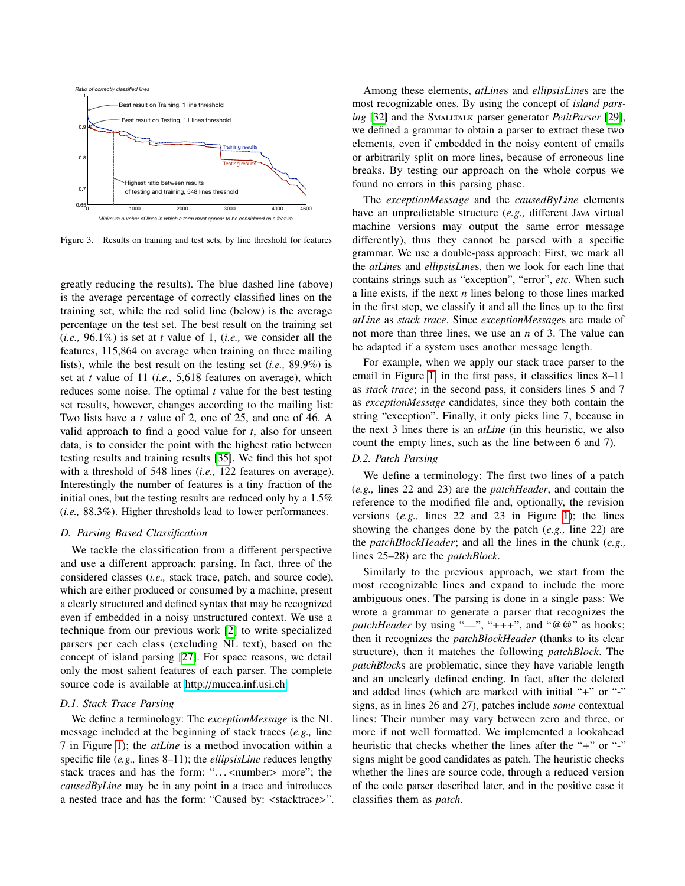Figure 3. Results on training and test sets, by line threshold for features

greatly reducing the results). The blue dashed line (above) is the average percentage of correctly classified lines on the training set, while the red solid line (below) is the average percentage on the test set. The best result on the training set (*i.e.,* 96.1%) is set at $t$ value of 1, (*i.e.,* we consider all the features, 115,864 on average when training on three mailing lists), while the best result on the testing set (*i.e.,* 89.9%) is set at $t$ value of 11 (*i.e.,* 5,618 features on average), which reduces some noise. The optimal $t$ value for the best testing set results, however, changes according to the mailing list: Two lists have a $t$ value of 2, one of 25, and one of 46. A valid approach to find a good value for $t$, also for unseen data, is to consider the point with the highest ratio between testing results and training results [35]. We find this hot spot with a threshold of 548 lines (*i.e.,* 122 features on average). Interestingly the number of features is a tiny fraction of the initial ones, but the testing results are reduced only by a 1.5% (*i.e.,* 88.3%). Higher thresholds lead to lower performances.

## D. Parsing Based Classification

We tackle the classification from a different perspective and use a different approach: parsing. In fact, three of the considered classes (*i.e.,* stack trace, patch, and source code), which are either produced or consumed by a machine, present a clearly structured and defined syntax that may be recognized even if embedded in a noisy unstructured context. We use a technique from our previous work [2] to write specialized parsers per each class (excluding NL text), based on the concept of island parsing [27]. For space reasons, we detail only the most salient features of each parser. The complete source code is available at http://mucca.inf.usi.ch

### D.1. Stack Trace Parsing

We define a terminology: The *exceptionMessage* is the NL message included at the beginning of stack traces (*e.g.,* line 7 in Figure 1); the *atLine* is a method invocation within a specific file (*e.g.,* lines 8–11); the *ellipsisLine* reduces lengthy stack traces and has the form: "…<number> more"; the *causedByLine* may be in any point in a trace and introduces a nested trace and has the form: "Caused by: <stacktrace>".

Among these elements, *atLine*s and *ellipsisLine*s are the most recognizable ones. By using the concept of *island parsing* [32] and the SMALLTALK parser generator *PetitParser* [29], we defined a grammar to obtain a parser to extract these two elements, even if embedded in the noisy content of emails or arbitrarily split on more lines, because of erroneous line breaks. By testing our approach on the whole corpus we found no errors in this parsing phase.

The *exceptionMessage* and the *causedByLine* elements have an unpredictable structure (*e.g.,* different JAVA virtual machine versions may output the same error message differently), thus they cannot be parsed with a specific grammar. We use a double-pass approach: First, we mark all the *atLine*s and *ellipsisLine*s, then we look for each line that contains strings such as "exception", "error", *etc.* When such a line exists, if the next $n$ lines belong to those lines marked in the first step, we classify it and all the lines up to the first *atLine* as *stack trace*. Since *exceptionMessage*s are made of not more than three lines, we use an $n$ of 3. The value can be adapted if a system uses another message length.

For example, when we apply our stack trace parser to the email in Figure 1, in the first pass, it classifies lines 8–11 as *stack trace*; in the second pass, it considers lines 5 and 7 as *exceptionMessage* candidates, since they both contain the string "exception". Finally, it only picks line 7, because in the next 3 lines there is an *atLine* (in this heuristic, we also count the empty lines, such as the line between 6 and 7).

### D.2. Patch Parsing

We define a terminology: The first two lines of a patch (*e.g.,* lines 22 and 23) are the *patchHeader*, and contain the reference to the modified file and, optionally, the revision versions (*e.g.,* lines 22 and 23 in Figure 1); the lines showing the changes done by the patch (*e.g.,* line 22) are the *patchBlockHeader*; and all the lines in the chunk (*e.g.,* lines 25–28) are the *patchBlock*.

Similarly to the previous approach, we start from the most recognizable lines and expand to include the more ambiguous ones. The parsing is done in a single pass: We wrote a grammar to generate a parser that recognizes the *patchHeader* by using "—", "+++", and "@@" as hooks; then it recognizes the *patchBlockHeader* (thanks to its clear structure), then it matches the following *patchBlock*. The *patchBlock*s are problematic, since they have variable length and an unclearly defined ending. In fact, after the deleted and added lines (which are marked with initial "+" or "-" signs, as in lines 26 and 27), patches include *some* contextual lines: Their number may vary between zero and three, or more if not well formatted. We implemented a lookahead heuristic that checks whether the lines after the "+" or "-" signs might be good candidates as patch. The heuristic checks whether the lines are source code, through a reduced version of the code parser described later, and in the positive case it classifies them as *patch*.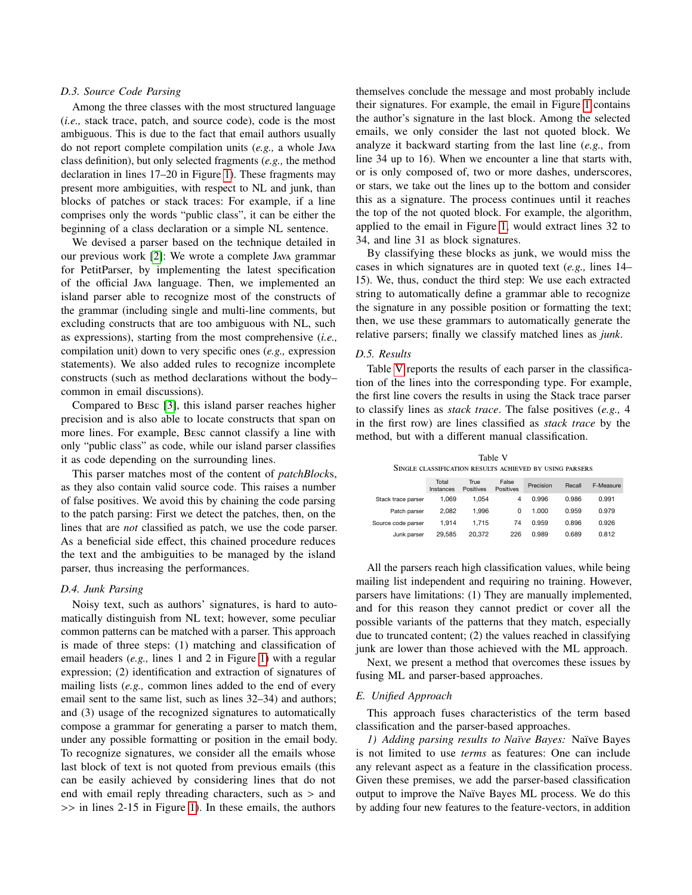### D.3. Source Code Parsing

Among the three classes with the most structured language (*i.e.,* stack trace, patch, and source code), code is the most ambiguous. This is due to the fact that email authors usually do not report complete compilation units (*e.g.,* a whole JAVA class definition), but only selected fragments (*e.g.,* the method declaration in lines 17–20 in Figure 1). These fragments may present more ambiguities, with respect to NL and junk, than blocks of patches or stack traces: For example, if a line comprises only the words "public class", it can be either the beginning of a class declaration or a simple NL sentence.

We devised a parser based on the technique detailed in our previous work [2]: We wrote a complete JAVA grammar for PetitParser, by implementing the latest specification of the official JAVA language. Then, we implemented an island parser able to recognize most of the constructs of the grammar (including single and multi-line comments, but excluding constructs that are too ambiguous with NL, such as expressions), starting from the most comprehensive (*i.e.,* compilation unit) down to very specific ones (*e.g.,* expression statements). We also added rules to recognize incomplete constructs (such as method declarations without the body– common in email discussions).

Compared to BESC [3], this island parser reaches higher precision and is also able to locate constructs that span on more lines. For example, BESC cannot classify a line with only "public class" as code, while our island parser classifies it as code depending on the surrounding lines.

This parser matches most of the content of *patchBlock*s, as they also contain valid source code. This raises a number of false positives. We avoid this by chaining the code parsing to the patch parsing: First we detect the patches, then, on the lines that are *not* classified as patch, we use the code parser. As a beneficial side effect, this chained procedure reduces the text and the ambiguities to be managed by the island parser, thus increasing the performances.

### D.4. Junk Parsing

Noisy text, such as authors' signatures, is hard to automatically distinguish from NL text; however, some peculiar common patterns can be matched with a parser. This approach is made of three steps: (1) matching and classification of email headers (*e.g.,* lines 1 and 2 in Figure 1) with a regular expression; (2) identification and extraction of signatures of mailing lists (*e.g.,* common lines added to the end of every email sent to the same list, such as lines 32–34) and authors; and (3) usage of the recognized signatures to automatically compose a grammar for generating a parser to match them, under any possible formatting or position in the email body. To recognize signatures, we consider all the emails whose last block of text is not quoted from previous emails (this can be easily achieved by considering lines that do not end with email reply threading characters, such as > and >> in lines 2-15 in Figure 1). In these emails, the authors themselves conclude the message and most probably include their signatures. For example, the email in Figure 1 contains the author's signature in the last block. Among the selected emails, we only consider the last not quoted block. We analyze it backward starting from the last line (*e.g.,* from line 34 up to 16). When we encounter a line that starts with, or is only composed of, two or more dashes, underscores, or stars, we take out the lines up to the bottom and consider this as a signature. The process continues until it reaches the top of the not quoted block. For example, the algorithm, applied to the email in Figure 1, would extract lines 32 to 34, and line 31 as block signatures.

By classifying these blocks as junk, we would miss the cases in which signatures are in quoted text (*e.g.,* lines 14–15). We, thus, conduct the third step: We use each extracted string to automatically define a grammar able to recognize the signature in any possible position or formatting the text; then, we use these grammars to automatically generate the relative parsers; finally we classify matched lines as *junk*.

### D.5. Results

Table V reports the results of each parser in the classification of the lines into the corresponding type. For example, the first line covers the results in using the Stack trace parser to classify lines as *stack trace*. The false positives (*e.g.,* 4 in the first row) are lines classified as *stack trace* by the method, but with a different manual classification.

Table V
SINGLE CLASSIFICATION RESULTS ACHIEVED BY USING PARSERS

| | Total Instances | True Positives | False Positives | Precision | Recall | F-Measure |
|---|---|---|---|---|---|---|
| Stack trace parser | 1,069 | 1,054 | 4 | 0.996 | 0.986 | 0.991 |
| Patch parser | 2,082 | 1,996 | 0 | 1.000 | 0.959 | 0.979 |
| Source code parser | 1,914 | 1,715 | 74 | 0.959 | 0.896 | 0.926 |
| Junk parser | 29,585 | 20,372 | 226 | 0.989 | 0.689 | 0.812 |

All the parsers reach high classification values, while being mailing list independent and requiring no training. However, parsers have limitations: (1) They are manually implemented, and for this reason they cannot predict or cover all the possible variants of the patterns that they match, especially due to truncated content; (2) the values reached in classifying junk are lower than those achieved with the ML approach.

Next, we present a method that overcomes these issues by fusing ML and parser-based approaches.

## E. Unified Approach

This approach fuses characteristics of the term based classification and the parser-based approaches.

*1) Adding parsing results to Naïve Bayes:* Naïve Bayes is not limited to use *terms* as features: One can include any relevant aspect as a feature in the classification process. Given these premises, we add the parser-based classification output to improve the Naïve Bayes ML process. We do this by adding four new features to the feature-vectors, in addition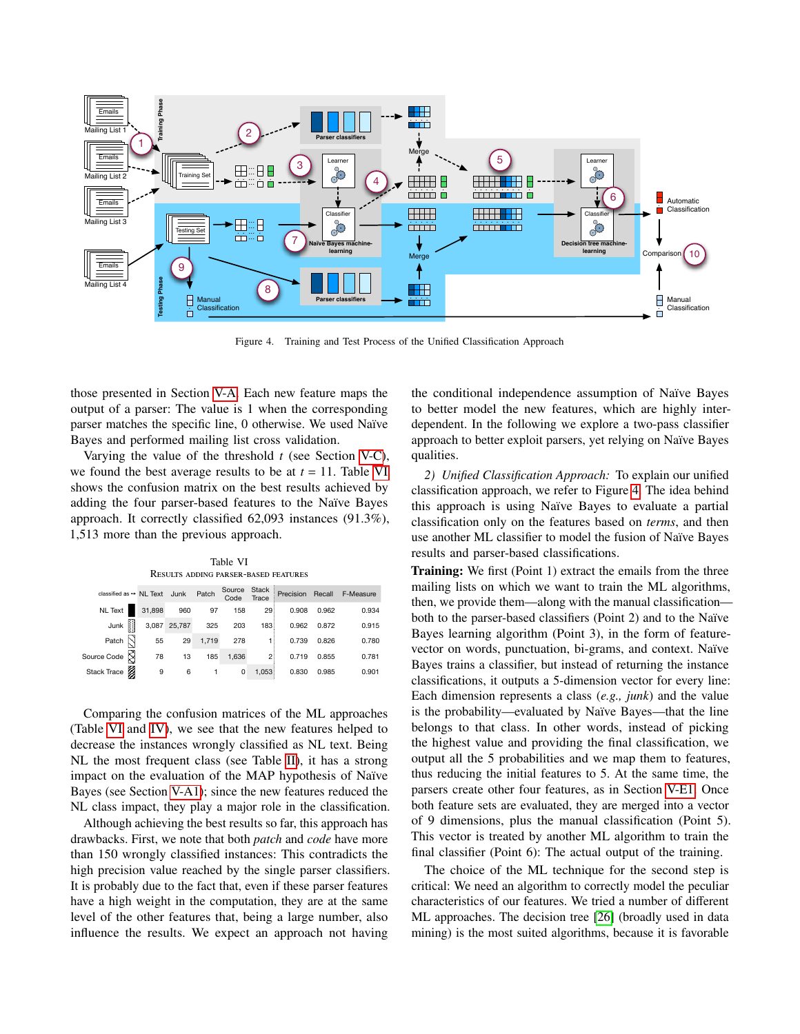Figure 4. Training and Test Process of the Unified Classification Approach

those presented in Section V-A. Each new feature maps the output of a parser: The value is 1 when the corresponding parser matches the specific line, 0 otherwise. We used Naïve Bayes and performed mailing list cross validation.

Varying the value of the threshold $t$ (see Section V-C), we found the best average results to be at $t = 11$. Table VI shows the confusion matrix on the best results achieved by adding the four parser-based features to the Naïve Bayes approach. It correctly classified 62,093 instances (91.3%), 1,513 more than the previous approach.

Table VI
RESULTS ADDING PARSER-BASED FEATURES

| classified as → | NL Text | Junk | Patch | Source Code | Stack Trace | Precision | Recall | F-Measure |
|---|---|---|---|---|---|---|---|---|
| NL Text | 31,898 | 960 | 97 | 158 | 29 | 0.908 | 0.962 | 0.934 |
| Junk | 3,087 | 25,787 | 325 | 203 | 183 | 0.962 | 0.872 | 0.915 |
| Patch | 55 | 29 | 1,719 | 278 | 1 | 0.739 | 0.826 | 0.780 |
| Source Code | 78 | 13 | 185 | 1,636 | 2 | 0.719 | 0.855 | 0.781 |
| Stack Trace | 9 | 6 | 1 | 0 | 1,053 | 0.830 | 0.985 | 0.901 |

Comparing the confusion matrices of the ML approaches (Table VI and IV), we see that the new features helped to decrease the instances wrongly classified as NL text. Being NL the most frequent class (see Table II), it has a strong impact on the evaluation of the MAP hypothesis of Naïve Bayes (see Section V-A1); since the new features reduced the NL class impact, they play a major role in the classification.

Although achieving the best results so far, this approach has drawbacks. First, we note that both *patch* and *code* have more than 150 wrongly classified instances: This contradicts the high precision value reached by the single parser classifiers. It is probably due to the fact that, even if these parser features have a high weight in the computation, they are at the same level of the other features that, being a large number, also influence the results. We expect an approach not having the conditional independence assumption of Naïve Bayes to better model the new features, which are highly interdependent. In the following we explore a two-pass classifier approach to better exploit parsers, yet relying on Naïve Bayes qualities.

*2) Unified Classification Approach:* To explain our unified classification approach, we refer to Figure 4. The idea behind this approach is using Naïve Bayes to evaluate a partial classification only on the features based on *terms*, and then use another ML classifier to model the fusion of Naïve Bayes results and parser-based classifications.

**Training:** We first (Point 1) extract the emails from the three mailing lists on which we want to train the ML algorithms, then, we provide them—along with the manual classification—both to the parser-based classifiers (Point 2) and to the Naïve Bayes learning algorithm (Point 3), in the form of feature-vector on words, punctuation, bi-grams, and context. Naïve Bayes trains a classifier, but instead of returning the instance classifications, it outputs a 5-dimension vector for every line: Each dimension represents a class (*e.g., junk*) and the value is the probability—evaluated by Naïve Bayes—that the line belongs to that class. In other words, instead of picking the highest value and providing the final classification, we output all the 5 probabilities and we map them to features, thus reducing the initial features to 5. At the same time, the parsers create other four features, as in Section V-E1. Once both feature sets are evaluated, they are merged into a vector of 9 dimensions, plus the manual classification (Point 5). This vector is treated by another ML algorithm to train the final classifier (Point 6): The actual output of the training.

The choice of the ML technique for the second step is critical: We need an algorithm to correctly model the peculiar characteristics of our features. We tried a number of different ML approaches. The decision tree [26] (broadly used in data mining) is the most suited algorithms, because it is favorable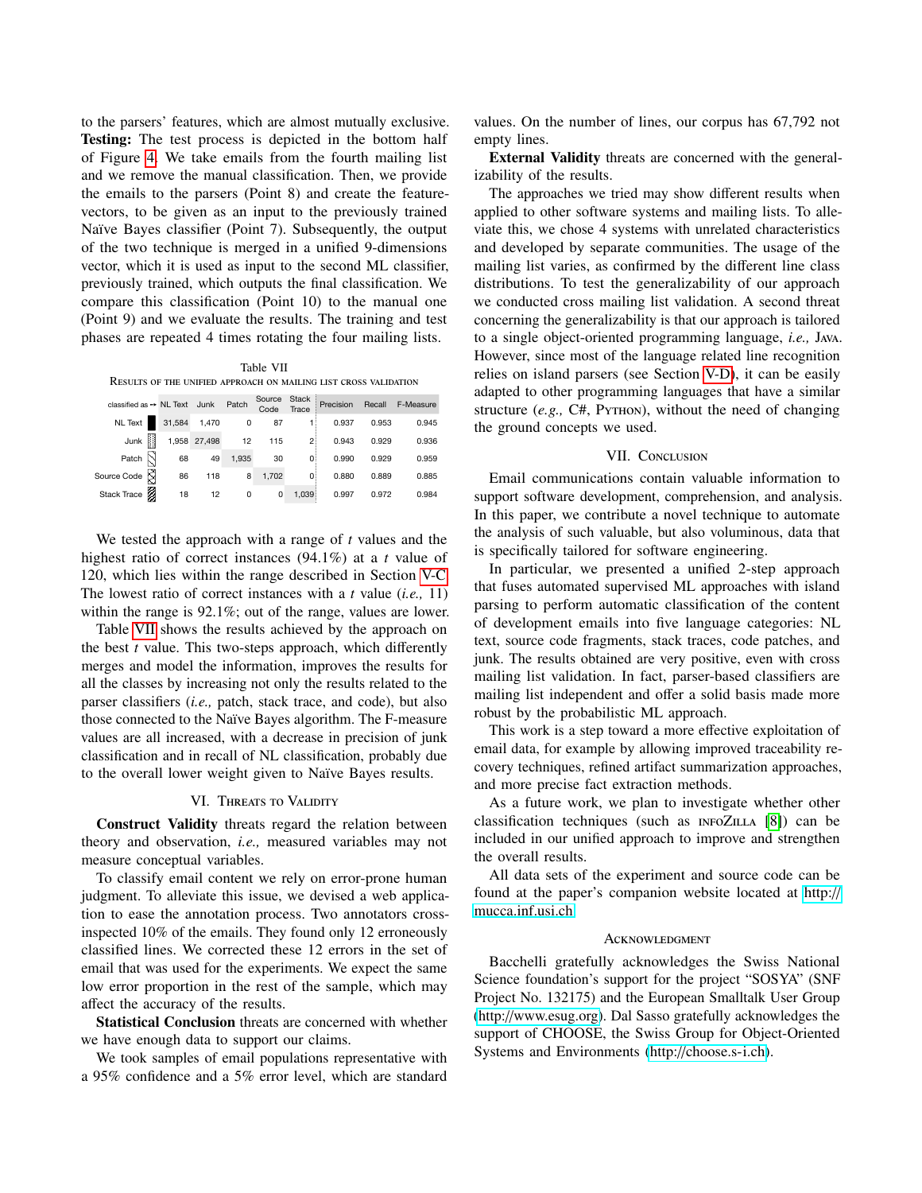to the parsers' features, which are almost mutually exclusive.
**Testing:** The test process is depicted in the bottom half of Figure 4. We take emails from the fourth mailing list and we remove the manual classification. Then, we provide the emails to the parsers (Point 8) and create the feature-vectors, to be given as an input to the previously trained Naïve Bayes classifier (Point 7). Subsequently, the output of the two technique is merged in a unified 9-dimensions vector, which it is used as input to the second ML classifier, previously trained, which outputs the final classification. We compare this classification (Point 10) to the manual one (Point 9) and we evaluate the results. The training and test phases are repeated 4 times rotating the four mailing lists.

Table VII
RESULTS OF THE UNIFIED APPROACH ON MAILING LIST CROSS VALIDATION

| classified as → | NL Text | Junk | Patch | Source Code | Stack Trace | Precision | Recall | F-Measure |
|---|---|---|---|---|---|---|---|---|
| NL Text | 31,584 | 1,470 | 0 | 87 | 1 | 0.937 | 0.953 | 0.945 |
| Junk | 1,958 | 27,498 | 12 | 115 | 2 | 0.943 | 0.929 | 0.936 |
| Patch | 68 | 49 | 1,935 | 30 | 0 | 0.990 | 0.929 | 0.959 |
| Source Code | 86 | 118 | 8 | 1,702 | 0 | 0.880 | 0.889 | 0.885 |
| Stack Trace | 18 | 12 | 0 | 0 | 1,039 | 0.997 | 0.972 | 0.984 |

We tested the approach with a range of $t$ values and the highest ratio of correct instances (94.1%) at a $t$ value of 120, which lies within the range described in Section V-C. The lowest ratio of correct instances with a $t$ value (*i.e.,* 11) within the range is 92.1%; out of the range, values are lower.

Table VII shows the results achieved by the approach on the best $t$ value. This two-steps approach, which differently merges and model the information, improves the results for all the classes by increasing not only the results related to the parser classifiers (*i.e.,* patch, stack trace, and code), but also those connected to the Naïve Bayes algorithm. The F-measure values are all increased, with a decrease in precision of junk classification and in recall of NL classification, probably due to the overall lower weight given to Naïve Bayes results.

## VI. THREATS TO VALIDITY

**Construct Validity** threats regard the relation between theory and observation, *i.e.,* measured variables may not measure conceptual variables.

To classify email content we rely on error-prone human judgment. To alleviate this issue, we devised a web application to ease the annotation process. Two annotators cross-inspected 10% of the emails. They found only 12 erroneously classified lines. We corrected these 12 errors in the set of email that was used for the experiments. We expect the same low error proportion in the rest of the sample, which may affect the accuracy of the results.

**Statistical Conclusion** threats are concerned with whether we have enough data to support our claims.

We took samples of email populations representative with a 95% confidence and a 5% error level, which are standard values. On the number of lines, our corpus has 67,792 not empty lines.

**External Validity** threats are concerned with the generalizability of the results.

The approaches we tried may show different results when applied to other software systems and mailing lists. To alleviate this, we chose 4 systems with unrelated characteristics and developed by separate communities. The usage of the mailing list varies, as confirmed by the different line class distributions. To test the generalizability of our approach we conducted cross mailing list validation. A second threat concerning the generalizability is that our approach is tailored to a single object-oriented programming language, *i.e.,* JAVA. However, since most of the language related line recognition relies on island parsers (see Section V-D), it can be easily adapted to other programming languages that have a similar structure (*e.g.,* C#, PYTHON), without the need of changing the ground concepts we used.

## VII. CONCLUSION

Email communications contain valuable information to support software development, comprehension, and analysis. In this paper, we contribute a novel technique to automate the analysis of such valuable, but also voluminous, data that is specifically tailored for software engineering.

In particular, we presented a unified 2-step approach that fuses automated supervised ML approaches with island parsing to perform automatic classification of the content of development emails into five language categories: NL text, source code fragments, stack traces, code patches, and junk. The results obtained are very positive, even with cross mailing list validation. In fact, parser-based classifiers are mailing list independent and offer a solid basis made more robust by the probabilistic ML approach.

This work is a step toward a more effective exploitation of email data, for example by allowing improved traceability recovery techniques, refined artifact summarization approaches, and more precise fact extraction methods.

As a future work, we plan to investigate whether other classification techniques (such as INFOZILLA [8]) can be included in our unified approach to improve and strengthen the overall results.

All data sets of the experiment and source code can be found at the paper's companion website located at http://mucca.inf.usi.ch.

### ACKNOWLEDGMENT

Bacchelli gratefully acknowledges the Swiss National Science foundation's support for the project "SOSYA" (SNF Project No. 132175) and the European Smalltalk User Group (http://www.esug.org). Dal Sasso gratefully acknowledges the support of CHOOSE, the Swiss Group for Object-Oriented Systems and Environments (http://choose.s-i.ch).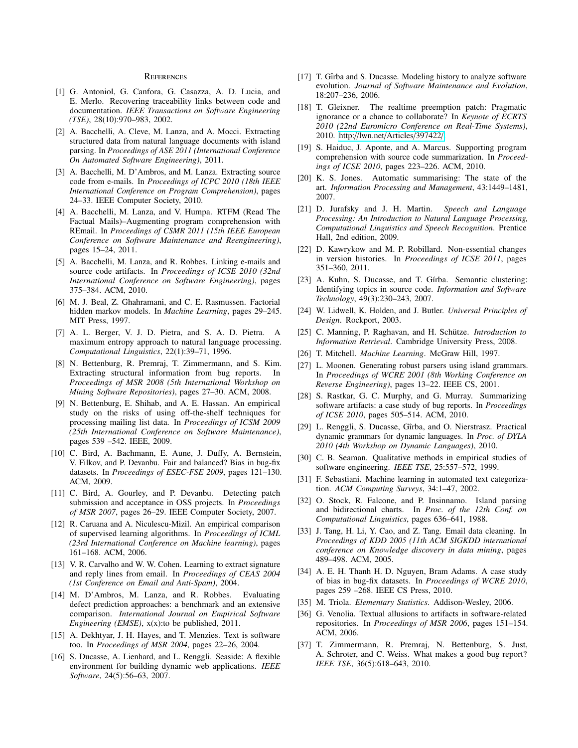## References

[1] G. Antoniol, G. Canfora, G. Casazza, A. D. Lucia, and E. Merlo. Recovering traceability links between code and documentation. *IEEE Transactions on Software Engineering (TSE)*, 28(10):970–983, 2002.

[2] A. Bacchelli, A. Cleve, M. Lanza, and A. Mocci. Extracting structured data from natural language documents with island parsing. In *Proceedings of ASE 2011 (International Conference On Automated Software Engineering)*, 2011.

[3] A. Bacchelli, M. D'Ambros, and M. Lanza. Extracting source code from e-mails. In *Proceedings of ICPC 2010 (18th IEEE International Conference on Program Comprehension)*, pages 24–33. IEEE Computer Society, 2010.

[4] A. Bacchelli, M. Lanza, and V. Humpa. RTFM (Read The Factual Mails)–Augmenting program comprehension with REmail. In *Proceedings of CSMR 2011 (15th IEEE European Conference on Software Maintenance and Reengineering)*, pages 15–24, 2011.

[5] A. Bacchelli, M. Lanza, and R. Robbes. Linking e-mails and source code artifacts. In *Proceedings of ICSE 2010 (32nd International Conference on Software Engineering)*, pages 375–384. ACM, 2010.

[6] M. J. Beal, Z. Ghahramani, and C. E. Rasmussen. Factorial hidden markov models. In *Machine Learning*, pages 29–245. MIT Press, 1997.

[7] A. L. Berger, V. J. D. Pietra, and S. A. D. Pietra. A maximum entropy approach to natural language processing. *Computational Linguistics*, 22(1):39–71, 1996.

[8] N. Bettenburg, R. Premraj, T. Zimmermann, and S. Kim. Extracting structural information from bug reports. In *Proceedings of MSR 2008 (5th International Workshop on Mining Software Repositories)*, pages 27–30. ACM, 2008.

[9] N. Bettenburg, E. Shihab, and A. E. Hassan. An empirical study on the risks of using off-the-shelf techniques for processing mailing list data. In *Proceedings of ICSM 2009 (25th International Conference on Software Maintenance)*, pages 539 –542. IEEE, 2009.

[10] C. Bird, A. Bachmann, E. Aune, J. Duffy, A. Bernstein, V. Filkov, and P. Devanbu. Fair and balanced? Bias in bug-fix datasets. In *Proceedings of ESEC-FSE 2009*, pages 121–130. ACM, 2009.

[11] C. Bird, A. Gourley, and P. Devanbu. Detecting patch submission and acceptance in OSS projects. In *Proceedings of MSR 2007*, pages 26–29. IEEE Computer Society, 2007.

[12] R. Caruana and A. Niculescu-Mizil. An empirical comparison of supervised learning algorithms. In *Proceedings of ICML (23rd International Conference on Machine learning)*, pages 161–168. ACM, 2006.

[13] V. R. Carvalho and W. W. Cohen. Learning to extract signature and reply lines from email. In *Proceedings of CEAS 2004 (1st Conference on Email and Anti-Spam)*, 2004.

[14] M. D'Ambros, M. Lanza, and R. Robbes. Evaluating defect prediction approaches: a benchmark and an extensive comparison. *International Journal on Empirical Software Engineering (EMSE)*, x(x):to be published, 2011.

[15] A. Dekhtyar, J. H. Hayes, and T. Menzies. Text is software too. In *Proceedings of MSR 2004*, pages 22–26, 2004.

[16] S. Ducasse, A. Lienhard, and L. Renggli. Seaside: A flexible environment for building dynamic web applications. *IEEE Software*, 24(5):56–63, 2007.

[17] T. Gîrba and S. Ducasse. Modeling history to analyze software evolution. *Journal of Software Maintenance and Evolution*, 18:207–236, 2006.

[18] T. Gleixner. The realtime preemption patch: Pragmatic ignorance or a chance to collaborate? In *Keynote of ECRTS 2010 (22nd Euromicro Conference on Real-Time Systems)*, 2010. http://lwn.net/Articles/397422/.

[19] S. Haiduc, J. Aponte, and A. Marcus. Supporting program comprehension with source code summarization. In *Proceedings of ICSE 2010*, pages 223–226. ACM, 2010.

[20] K. S. Jones. Automatic summarising: The state of the art. *Information Processing and Management*, 43:1449–1481, 2007.

[21] D. Jurafsky and J. H. Martin. *Speech and Language Processing: An Introduction to Natural Language Processing, Computational Linguistics and Speech Recognition*. Prentice Hall, 2nd edition, 2009.

[22] D. Kawrykow and M. P. Robillard. Non-essential changes in version histories. In *Proceedings of ICSE 2011*, pages 351–360, 2011.

[23] A. Kuhn, S. Ducasse, and T. Gírba. Semantic clustering: Identifying topics in source code. *Information and Software Technology*, 49(3):230–243, 2007.

[24] W. Lidwell, K. Holden, and J. Butler. *Universal Principles of Design*. Rockport, 2003.

[25] C. Manning, P. Raghavan, and H. Schütze. *Introduction to Information Retrieval*. Cambridge University Press, 2008.

[26] T. Mitchell. *Machine Learning*. McGraw Hill, 1997.

[27] L. Moonen. Generating robust parsers using island grammars. In *Proceedings of WCRE 2001 (8th Working Conference on Reverse Engineering)*, pages 13–22. IEEE CS, 2001.

[28] S. Rastkar, G. C. Murphy, and G. Murray. Summarizing software artifacts: a case study of bug reports. In *Proceedings of ICSE 2010*, pages 505–514. ACM, 2010.

[29] L. Renggli, S. Ducasse, Gîrba, and O. Nierstrasz. Practical dynamic grammars for dynamic languages. In *Proc. of DYLA 2010 (4th Workshop on Dynamic Languages)*, 2010.

[30] C. B. Seaman. Qualitative methods in empirical studies of software engineering. *IEEE TSE*, 25:557–572, 1999.

[31] F. Sebastiani. Machine learning in automated text categorization. *ACM Computing Surveys*, 34:1–47, 2002.

[32] O. Stock, R. Falcone, and P. Insinnamo. Island parsing and bidirectional charts. In *Proc. of the 12th Conf. on Computational Linguistics*, pages 636–641, 1988.

[33] J. Tang, H. Li, Y. Cao, and Z. Tang. Email data cleaning. In *Proceedings of KDD 2005 (11th ACM SIGKDD international conference on Knowledge discovery in data mining*, pages 489–498. ACM, 2005.

[34] A. E. H. Thanh H. D. Nguyen, Bram Adams. A case study of bias in bug-fix datasets. In *Proceedings of WCRE 2010*, pages 259 –268. IEEE CS Press, 2010.

[35] M. Triola. *Elementary Statistics*. Addison-Wesley, 2006.

[36] G. Venolia. Textual allusions to artifacts in software-related repositories. In *Proceedings of MSR 2006*, pages 151–154. ACM, 2006.

[37] T. Zimmermann, R. Premraj, N. Bettenburg, S. Just, A. Schroter, and C. Weiss. What makes a good bug report? *IEEE TSE*, 36(5):618–643, 2010.